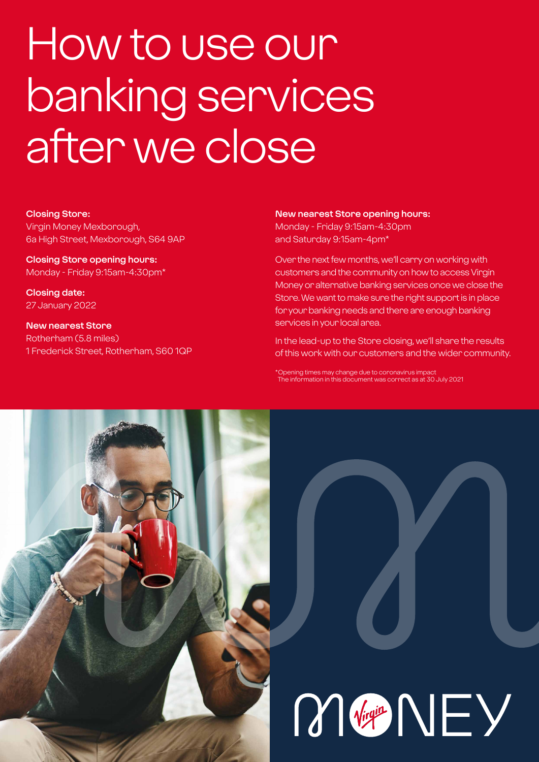# How to use our banking services after we close

**Closing Store:**
Virgin Money Mexborough,
6a High Street, Mexborough, S64 9AP

**Closing Store opening hours:**
Monday - Friday 9:15am-4:30pm*

**Closing date:**
27 January 2022

**New nearest Store**
Rotherham (5.8 miles)
1 Frederick Street, Rotherham, S60 1QP

**New nearest Store opening hours:**
Monday - Friday 9:15am-4:30pm
and Saturday 9:15am-4pm*

Over the next few months, we'll carry on working with customers and the community on how to access Virgin Money or alternative banking services once we close the Store. We want to make sure the right support is in place for your banking needs and there are enough banking services in your local area.

In the lead-up to the Store closing, we'll share the results of this work with our customers and the wider community.

*Opening times may change due to coronavirus impact
The information in this document was correct as at 30 July 2021

MONEY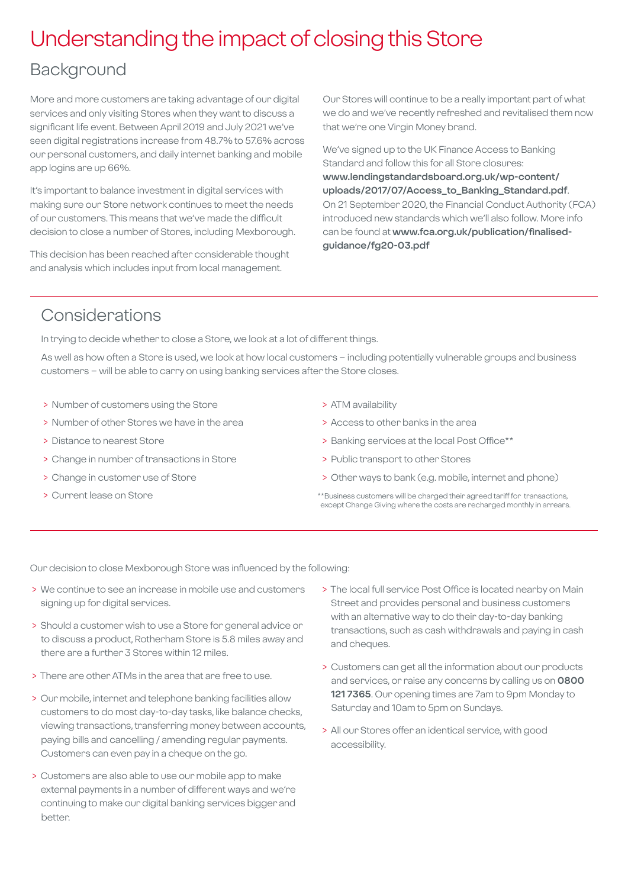# Understanding the impact of closing this Store

## Background

More and more customers are taking advantage of our digital services and only visiting Stores when they want to discuss a significant life event. Between April 2019 and July 2021 we've seen digital registrations increase from 48.7% to 57.6% across our personal customers, and daily internet banking and mobile app logins are up 66%.

It's important to balance investment in digital services with making sure our Store network continues to meet the needs of our customers. This means that we've made the difficult decision to close a number of Stores, including Mexborough.

This decision has been reached after considerable thought and analysis which includes input from local management.

Our Stores will continue to be a really important part of what we do and we've recently refreshed and revitalised them now that we're one Virgin Money brand.

We've signed up to the UK Finance Access to Banking Standard and follow this for all Store closures: **www.lendingstandardsboard.org.uk/wp-content/uploads/2017/07/Access_to_Banking_Standard.pdf**. On 21 September 2020, the Financial Conduct Authority (FCA) introduced new standards which we'll also follow. More info can be found at **www.fca.org.uk/publication/finalised-guidance/fg20-03.pdf**

## Considerations

In trying to decide whether to close a Store, we look at a lot of different things.

As well as how often a Store is used, we look at how local customers – including potentially vulnerable groups and business customers – will be able to carry on using banking services after the Store closes.

- Number of customers using the Store
- Number of other Stores we have in the area
- Distance to nearest Store
- Change in number of transactions in Store
- Change in customer use of Store
- Current lease on Store
- ATM availability
- Access to other banks in the area
- Banking services at the local Post Office**
- Public transport to other Stores
- Other ways to bank (e.g. mobile, internet and phone)

**Business customers will be charged their agreed tariff for transactions, except Change Giving where the costs are recharged monthly in arrears.

Our decision to close Mexborough Store was influenced by the following:

- We continue to see an increase in mobile use and customers signing up for digital services.
- Should a customer wish to use a Store for general advice or to discuss a product, Rotherham Store is 5.8 miles away and there are a further 3 Stores within 12 miles.
- There are other ATMs in the area that are free to use.
- Our mobile, internet and telephone banking facilities allow customers to do most day-to-day tasks, like balance checks, viewing transactions, transferring money between accounts, paying bills and cancelling / amending regular payments. Customers can even pay in a cheque on the go.
- Customers are also able to use our mobile app to make external payments in a number of different ways and we're continuing to make our digital banking services bigger and better.
- The local full service Post Office is located nearby on Main Street and provides personal and business customers with an alternative way to do their day-to-day banking transactions, such as cash withdrawals and paying in cash and cheques.
- Customers can get all the information about our products and services, or raise any concerns by calling us on **0800 121 7365**. Our opening times are 7am to 9pm Monday to Saturday and 10am to 5pm on Sundays.
- All our Stores offer an identical service, with good accessibility.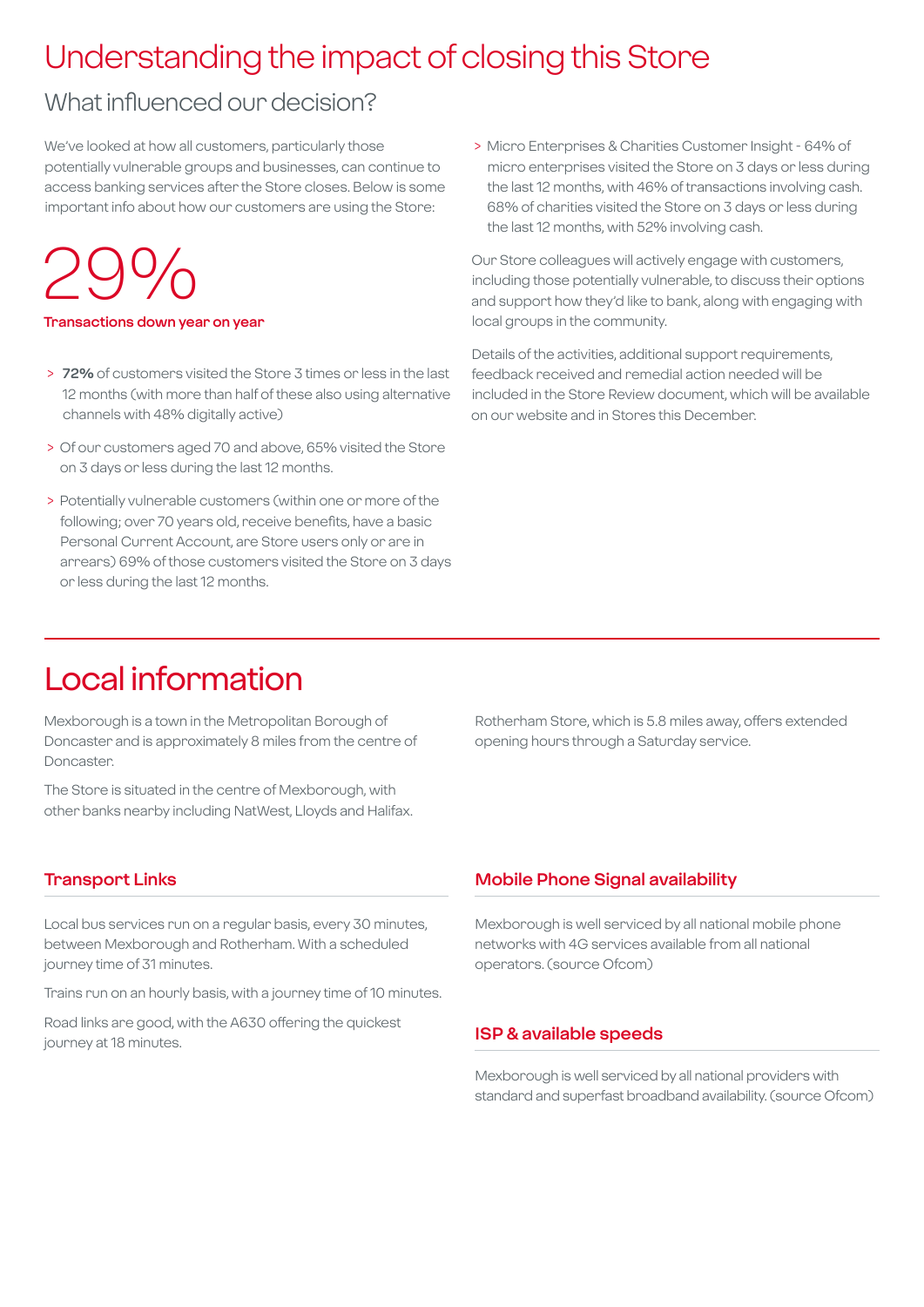# Understanding the impact of closing this Store

## What influenced our decision?

We've looked at how all customers, particularly those potentially vulnerable groups and businesses, can continue to access banking services after the Store closes. Below is some important info about how our customers are using the Store:

29%

**Transactions down year on year**

- **72%** of customers visited the Store 3 times or less in the last 12 months (with more than half of these also using alternative channels with 48% digitally active)
- Of our customers aged 70 and above, 65% visited the Store on 3 days or less during the last 12 months.
- Potentially vulnerable customers (within one or more of the following; over 70 years old, receive benefits, have a basic Personal Current Account, are Store users only or are in arrears) 69% of those customers visited the Store on 3 days or less during the last 12 months.
- Micro Enterprises & Charities Customer Insight - 64% of micro enterprises visited the Store on 3 days or less during the last 12 months, with 46% of transactions involving cash. 68% of charities visited the Store on 3 days or less during the last 12 months, with 52% involving cash.

Our Store colleagues will actively engage with customers, including those potentially vulnerable, to discuss their options and support how they'd like to bank, along with engaging with local groups in the community.

Details of the activities, additional support requirements, feedback received and remedial action needed will be included in the Store Review document, which will be available on our website and in Stores this December.

# Local information

Mexborough is a town in the Metropolitan Borough of Doncaster and is approximately 8 miles from the centre of Doncaster.

The Store is situated in the centre of Mexborough, with other banks nearby including NatWest, Lloyds and Halifax.

Rotherham Store, which is 5.8 miles away, offers extended opening hours through a Saturday service.

### Transport Links

Local bus services run on a regular basis, every 30 minutes, between Mexborough and Rotherham. With a scheduled journey time of 31 minutes.

Trains run on an hourly basis, with a journey time of 10 minutes.

Road links are good, with the A630 offering the quickest journey at 18 minutes.

### Mobile Phone Signal availability

Mexborough is well serviced by all national mobile phone networks with 4G services available from all national operators. (source Ofcom)

### ISP & available speeds

Mexborough is well serviced by all national providers with standard and superfast broadband availability. (source Ofcom)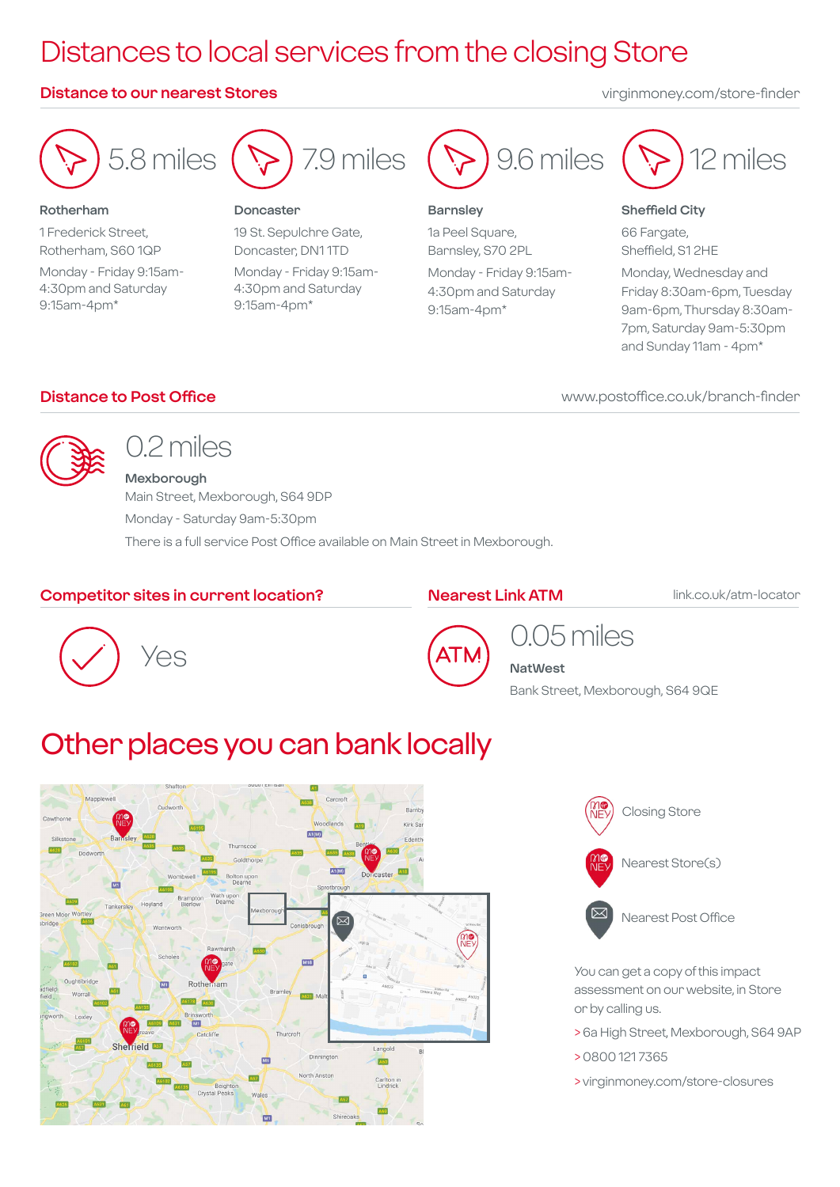# Distances to local services from the closing Store

## Distance to our nearest Stores

virginmoney.com/store-finder

**5.8 miles**

**Rotherham**

1 Frederick Street, Rotherham, S60 1QP

Monday - Friday 9:15am-4:30pm and Saturday 9:15am-4pm*

**7.9 miles**

**Doncaster**

19 St. Sepulchre Gate, Doncaster, DN1 1TD

Monday - Friday 9:15am-4:30pm and Saturday 9:15am-4pm*

**9.6 miles**

**Barnsley**

1a Peel Square, Barnsley, S70 2PL

Monday - Friday 9:15am-4:30pm and Saturday 9:15am-4pm*

**12 miles**

**Sheffield City**

66 Fargate, Sheffield, S1 2HE

Monday, Wednesday and Friday 8:30am-6pm, Tuesday 9am-6pm, Thursday 8:30am-7pm, Saturday 9am-5:30pm and Sunday 11am - 4pm*

## Distance to Post Office

www.postoffice.co.uk/branch-finder

**0.2 miles**

**Mexborough**

Main Street, Mexborough, S64 9DP

Monday - Saturday 9am-5:30pm

There is a full service Post Office available on Main Street in Mexborough.

## Competitor sites in current location?

Yes

## Nearest Link ATM

link.co.uk/atm-locator

**0.05 miles**

**NatWest**

Bank Street, Mexborough, S64 9QE

# Other places you can bank locally

Closing Store

Nearest Store(s)

Nearest Post Office

You can get a copy of this impact assessment on our website, in Store or by calling us.

> 6a High Street, Mexborough, S64 9AP

> 0800 121 7365

> virginmoney.com/store-closures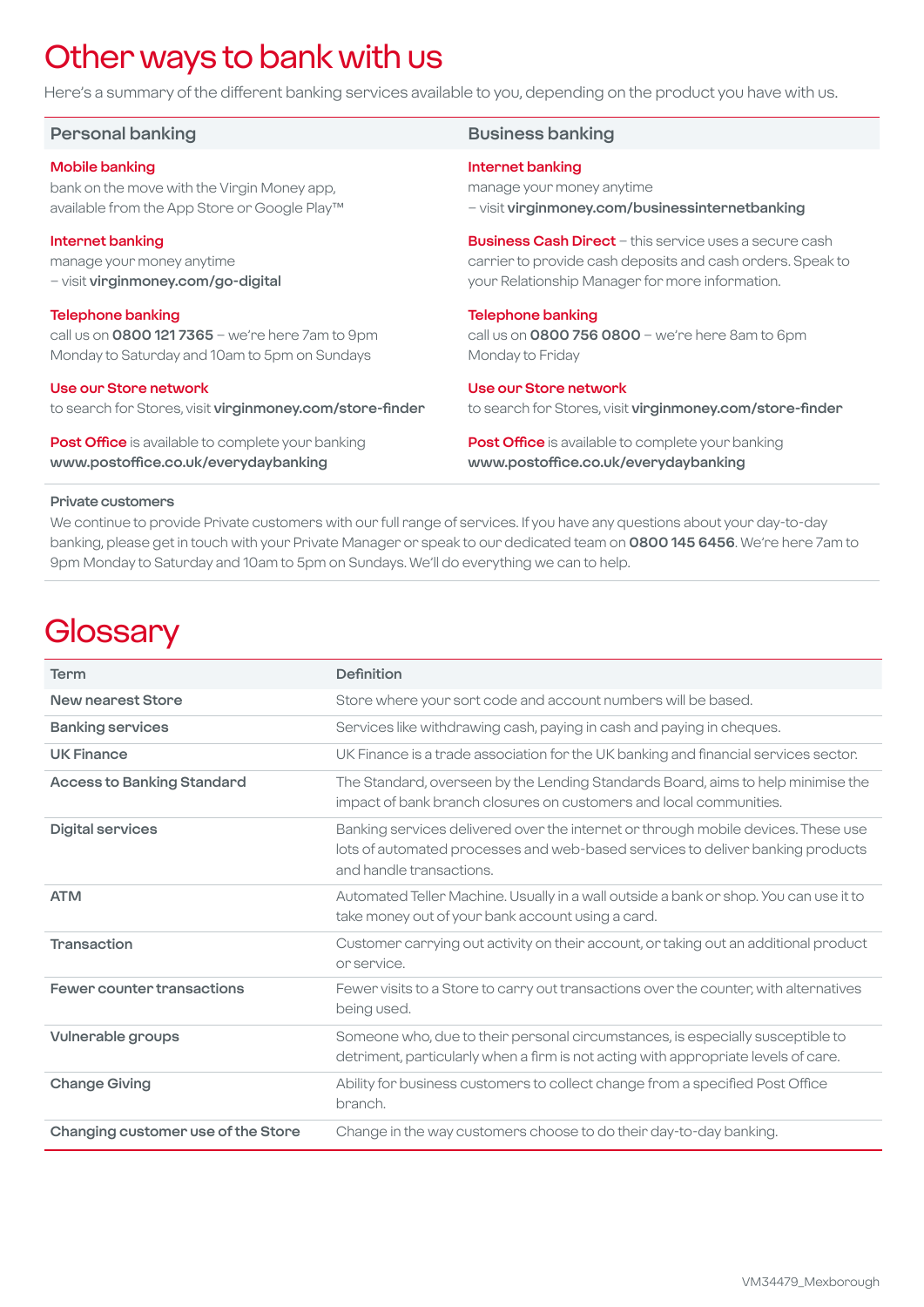# Other ways to bank with us

Here's a summary of the different banking services available to you, depending on the product you have with us.

## Personal banking

**Mobile banking**
bank on the move with the Virgin Money app, available from the App Store or Google Play™

**Internet banking**
manage your money anytime
– visit **virginmoney.com/go-digital**

**Telephone banking**
call us on **0800 121 7365** – we're here 7am to 9pm Monday to Saturday and 10am to 5pm on Sundays

**Use our Store network**
to search for Stores, visit **virginmoney.com/store-finder**

**Post Office** is available to complete your banking
**www.postoffice.co.uk/everydaybanking**

## Business banking

**Internet banking**
manage your money anytime
– visit **virginmoney.com/businessinternetbanking**

**Business Cash Direct** – this service uses a secure cash carrier to provide cash deposits and cash orders. Speak to your Relationship Manager for more information.

**Telephone banking**
call us on **0800 756 0800** – we're here 8am to 6pm Monday to Friday

**Use our Store network**
to search for Stores, visit **virginmoney.com/store-finder**

**Post Office** is available to complete your banking
**www.postoffice.co.uk/everydaybanking**

**Private customers**
We continue to provide Private customers with our full range of services. If you have any questions about your day-to-day banking, please get in touch with your Private Manager or speak to our dedicated team on **0800 145 6456**. We're here 7am to 9pm Monday to Saturday and 10am to 5pm on Sundays. We'll do everything we can to help.

# Glossary

| Term | Definition |
|---|---|
| New nearest Store | Store where your sort code and account numbers will be based. |
| Banking services | Services like withdrawing cash, paying in cash and paying in cheques. |
| UK Finance | UK Finance is a trade association for the UK banking and financial services sector. |
| Access to Banking Standard | The Standard, overseen by the Lending Standards Board, aims to help minimise the impact of bank branch closures on customers and local communities. |
| Digital services | Banking services delivered over the internet or through mobile devices. These use lots of automated processes and web-based services to deliver banking products and handle transactions. |
| ATM | Automated Teller Machine. Usually in a wall outside a bank or shop. You can use it to take money out of your bank account using a card. |
| Transaction | Customer carrying out activity on their account, or taking out an additional product or service. |
| Fewer counter transactions | Fewer visits to a Store to carry out transactions over the counter, with alternatives being used. |
| Vulnerable groups | Someone who, due to their personal circumstances, is especially susceptible to detriment, particularly when a firm is not acting with appropriate levels of care. |
| Change Giving | Ability for business customers to collect change from a specified Post Office branch. |
| Changing customer use of the Store | Change in the way customers choose to do their day-to-day banking. |

VM34479_Mexborough